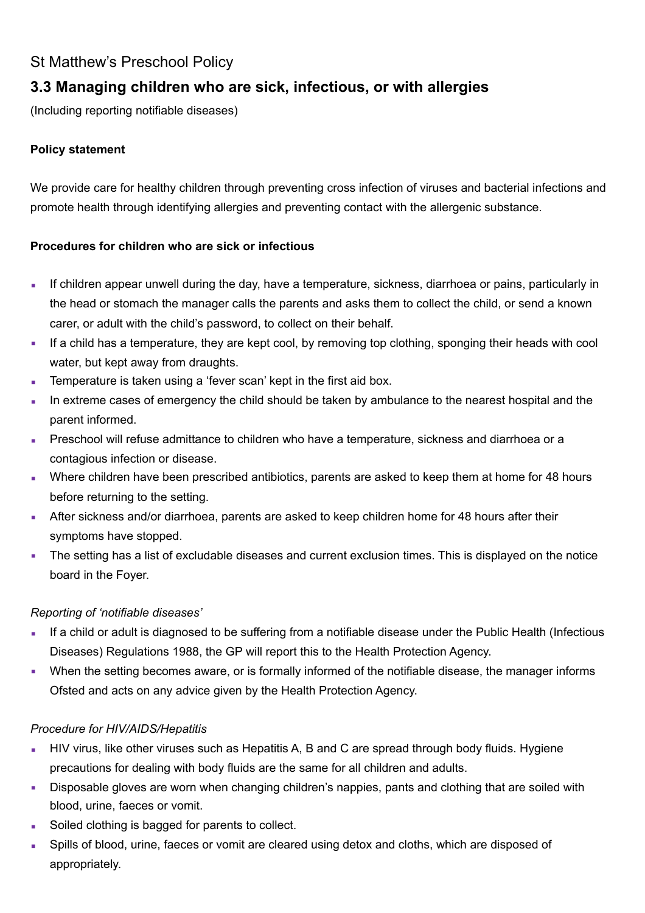St Matthew's Preschool Policy

# 3.3 Managing children who are sick, infectious, or with allergies

(Including reporting notifiable diseases)

**Policy statement**

We provide care for healthy children through preventing cross infection of viruses and bacterial infections and promote health through identifying allergies and preventing contact with the allergenic substance.

**Procedures for children who are sick or infectious**

- If children appear unwell during the day, have a temperature, sickness, diarrhoea or pains, particularly in the head or stomach the manager calls the parents and asks them to collect the child, or send a known carer, or adult with the child's password, to collect on their behalf.
- If a child has a temperature, they are kept cool, by removing top clothing, sponging their heads with cool water, but kept away from draughts.
- Temperature is taken using a 'fever scan' kept in the first aid box.
- In extreme cases of emergency the child should be taken by ambulance to the nearest hospital and the parent informed.
- Preschool will refuse admittance to children who have a temperature, sickness and diarrhoea or a contagious infection or disease.
- Where children have been prescribed antibiotics, parents are asked to keep them at home for 48 hours before returning to the setting.
- After sickness and/or diarrhoea, parents are asked to keep children home for 48 hours after their symptoms have stopped.
- The setting has a list of excludable diseases and current exclusion times. This is displayed on the notice board in the Foyer.

*Reporting of 'notifiable diseases'*

- If a child or adult is diagnosed to be suffering from a notifiable disease under the Public Health (Infectious Diseases) Regulations 1988, the GP will report this to the Health Protection Agency.
- When the setting becomes aware, or is formally informed of the notifiable disease, the manager informs Ofsted and acts on any advice given by the Health Protection Agency.

*Procedure for HIV/AIDS/Hepatitis*

- HIV virus, like other viruses such as Hepatitis A, B and C are spread through body fluids. Hygiene precautions for dealing with body fluids are the same for all children and adults.
- Disposable gloves are worn when changing children's nappies, pants and clothing that are soiled with blood, urine, faeces or vomit.
- Soiled clothing is bagged for parents to collect.
- Spills of blood, urine, faeces or vomit are cleared using detox and cloths, which are disposed of appropriately.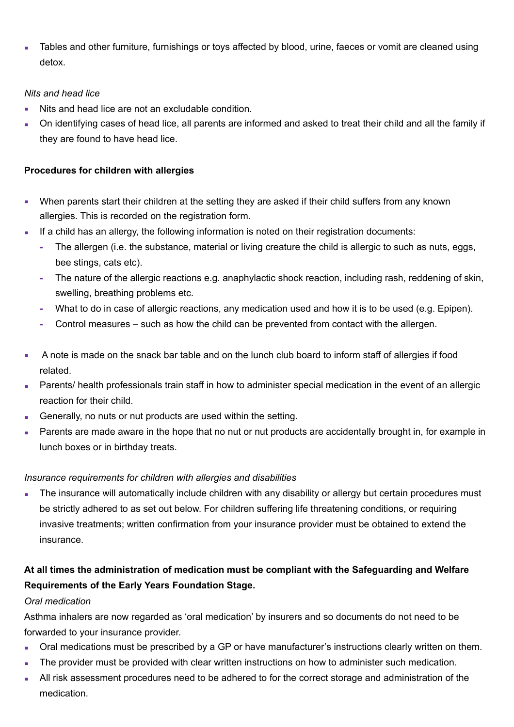- Tables and other furniture, furnishings or toys affected by blood, urine, faeces or vomit are cleaned using detox.

*Nits and head lice*

- Nits and head lice are not an excludable condition.
- On identifying cases of head lice, all parents are informed and asked to treat their child and all the family if they are found to have head lice.

**Procedures for children with allergies**

- When parents start their children at the setting they are asked if their child suffers from any known allergies. This is recorded on the registration form.
- If a child has an allergy, the following information is noted on their registration documents:
  - The allergen (i.e. the substance, material or living creature the child is allergic to such as nuts, eggs, bee stings, cats etc).
  - The nature of the allergic reactions e.g. anaphylactic shock reaction, including rash, reddening of skin, swelling, breathing problems etc.
  - What to do in case of allergic reactions, any medication used and how it is to be used (e.g. Epipen).
  - Control measures – such as how the child can be prevented from contact with the allergen.

- A note is made on the snack bar table and on the lunch club board to inform staff of allergies if food related.
- Parents/ health professionals train staff in how to administer special medication in the event of an allergic reaction for their child.
- Generally, no nuts or nut products are used within the setting.
- Parents are made aware in the hope that no nut or nut products are accidentally brought in, for example in lunch boxes or in birthday treats.

*Insurance requirements for children with allergies and disabilities*

- The insurance will automatically include children with any disability or allergy but certain procedures must be strictly adhered to as set out below. For children suffering life threatening conditions, or requiring invasive treatments; written confirmation from your insurance provider must be obtained to extend the insurance.

**At all times the administration of medication must be compliant with the Safeguarding and Welfare Requirements of the Early Years Foundation Stage.**

*Oral medication*

Asthma inhalers are now regarded as 'oral medication' by insurers and so documents do not need to be forwarded to your insurance provider.

- Oral medications must be prescribed by a GP or have manufacturer's instructions clearly written on them.
- The provider must be provided with clear written instructions on how to administer such medication.
- All risk assessment procedures need to be adhered to for the correct storage and administration of the medication.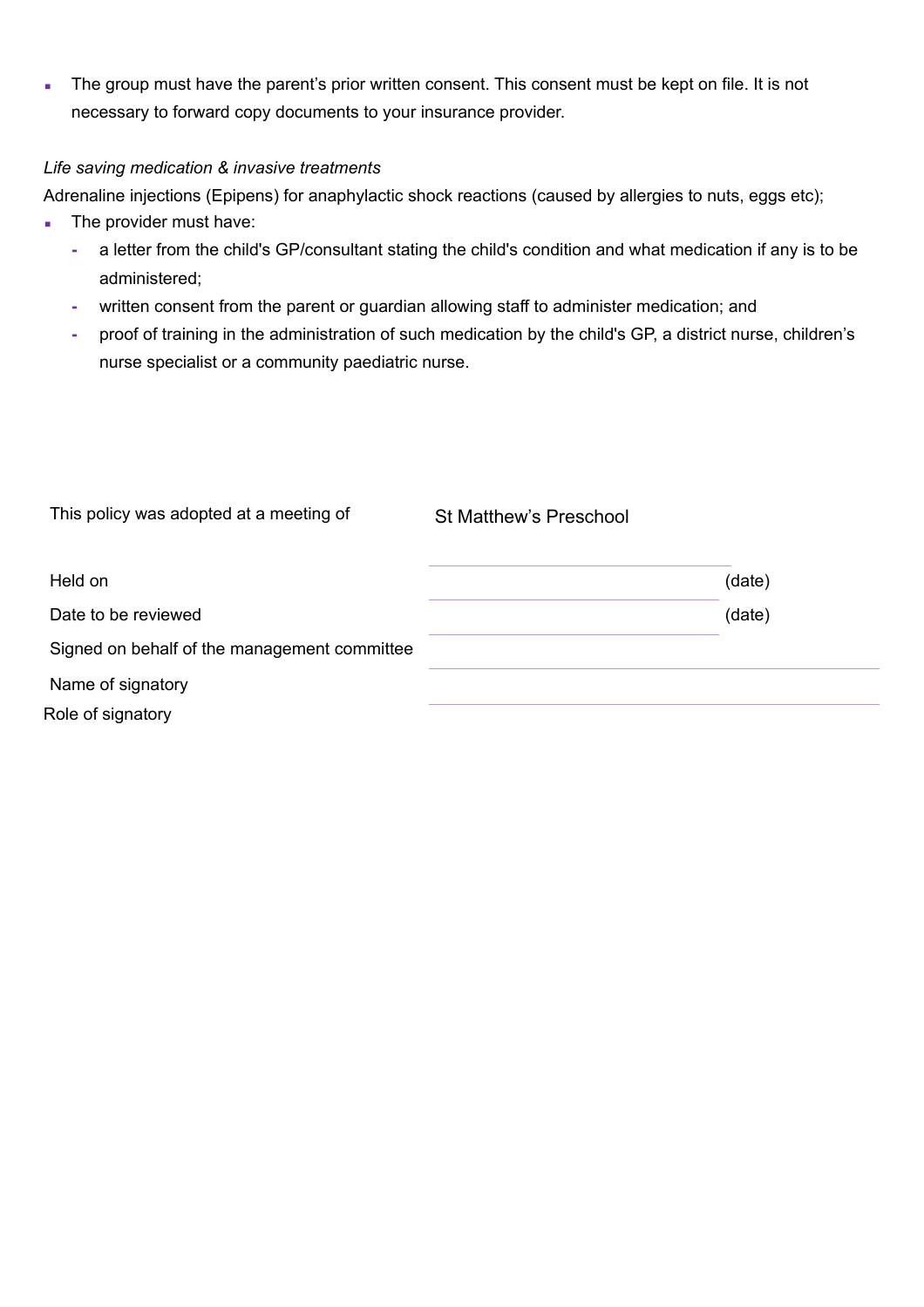- The group must have the parent's prior written consent. This consent must be kept on file. It is not necessary to forward copy documents to your insurance provider.

*Life saving medication & invasive treatments*

Adrenaline injections (Epipens) for anaphylactic shock reactions (caused by allergies to nuts, eggs etc);

- The provider must have:
  - a letter from the child's GP/consultant stating the child's condition and what medication if any is to be administered;
  - written consent from the parent or guardian allowing staff to administer medication; and
  - proof of training in the administration of such medication by the child's GP, a district nurse, children's nurse specialist or a community paediatric nurse.

| | | |
|---|---|---|
| This policy was adopted at a meeting of | St Matthew's Preschool | |
| Held on | | (date) |
| Date to be reviewed | | (date) |
| Signed on behalf of the management committee | | |
| Name of signatory | | |
| Role of signatory | | |